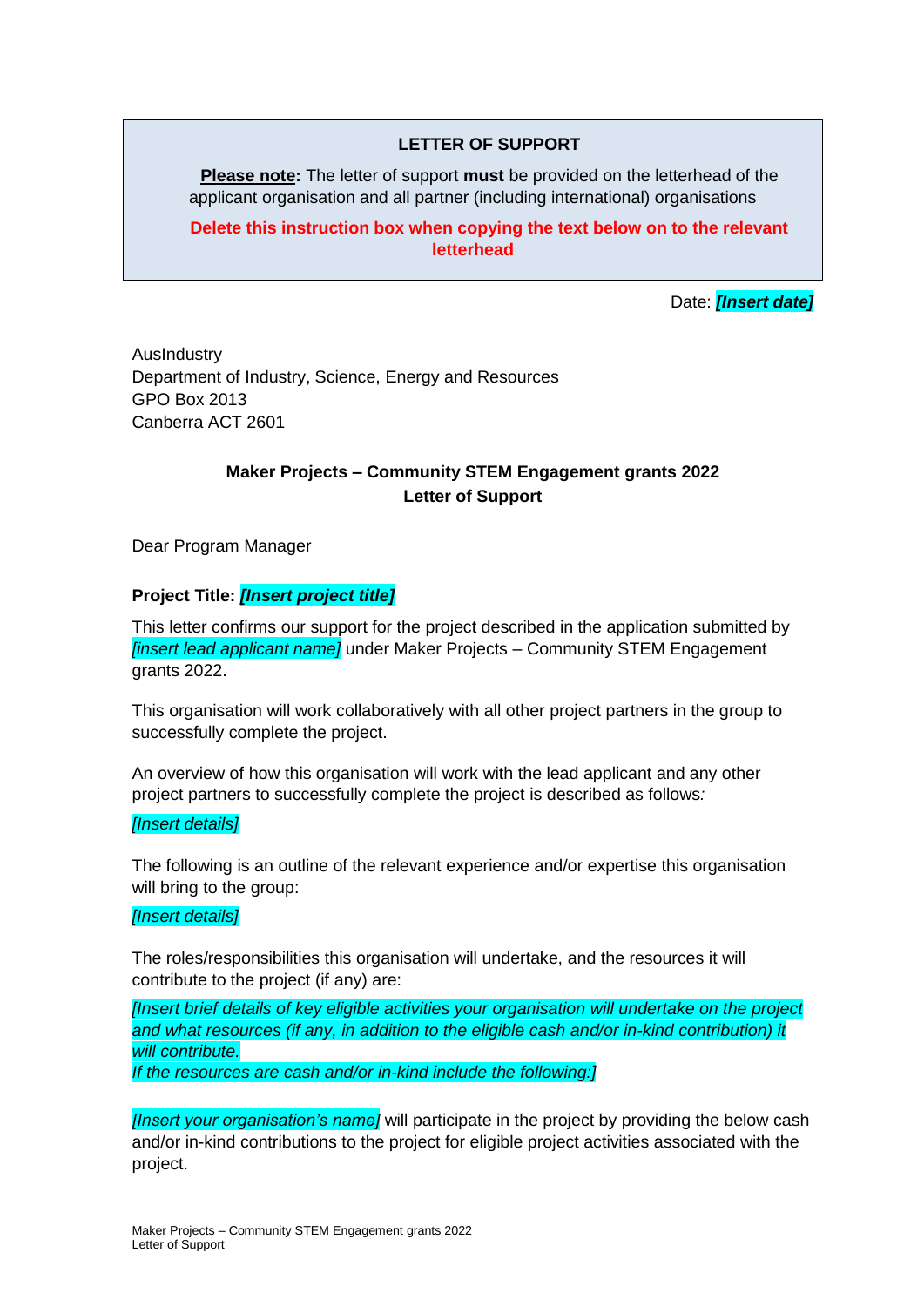**LETTER OF SUPPORT**

**Please note:** The letter of support **must** be provided on the letterhead of the applicant organisation and all partner (including international) organisations

**Delete this instruction box when copying the text below on to the relevant letterhead**

Date: ***[Insert date]***

AusIndustry
Department of Industry, Science, Energy and Resources
GPO Box 2013
Canberra ACT 2601

**Maker Projects – Community STEM Engagement grants 2022**
**Letter of Support**

Dear Program Manager

**Project Title: *[Insert project title]***

This letter confirms our support for the project described in the application submitted by *[insert lead applicant name]* under Maker Projects – Community STEM Engagement grants 2022.

This organisation will work collaboratively with all other project partners in the group to successfully complete the project.

An overview of how this organisation will work with the lead applicant and any other project partners to successfully complete the project is described as follows:

*[Insert details]*

The following is an outline of the relevant experience and/or expertise this organisation will bring to the group:

*[Insert details]*

The roles/responsibilities this organisation will undertake, and the resources it will contribute to the project (if any) are:

*[Insert brief details of key eligible activities your organisation will undertake on the project and what resources (if any, in addition to the eligible cash and/or in-kind contribution) it will contribute.*
*If the resources are cash and/or in-kind include the following:]*

*[Insert your organisation's name]* will participate in the project by providing the below cash and/or in-kind contributions to the project for eligible project activities associated with the project.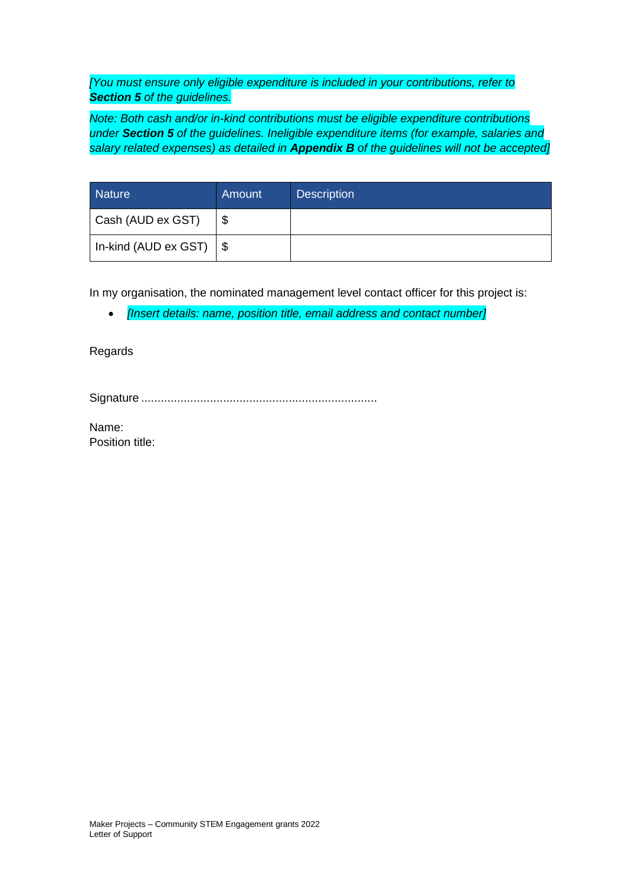*[You must ensure only eligible expenditure is included in your contributions, refer to **Section 5** of the guidelines.*

*Note: Both cash and/or in-kind contributions must be eligible expenditure contributions under **Section 5** of the guidelines. Ineligible expenditure items (for example, salaries and salary related expenses) as detailed in **Appendix B** of the guidelines will not be accepted]*

| Nature | Amount | Description |
|---|---|---|
| Cash (AUD ex GST) | $ | |
| In-kind (AUD ex GST) | $ | |

In my organisation, the nominated management level contact officer for this project is:

- *[Insert details: name, position title, email address and contact number]*

Regards

Signature ......................................................................

Name:
Position title: